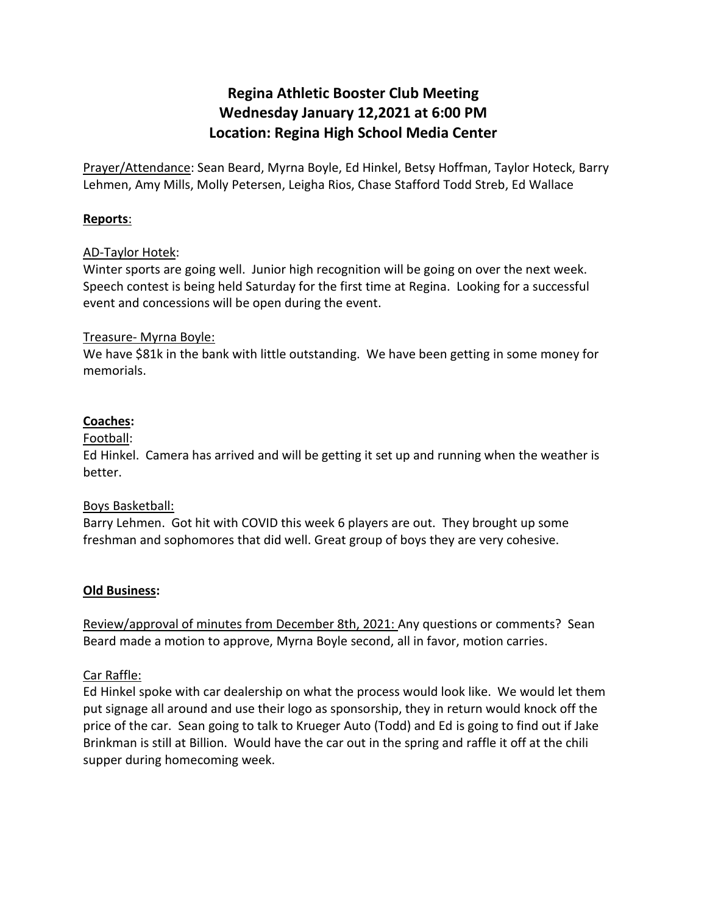# Regina Athletic Booster Club Meeting
# Wednesday January 12,2021 at 6:00 PM
# Location: Regina High School Media Center

Prayer/Attendance: Sean Beard, Myrna Boyle, Ed Hinkel, Betsy Hoffman, Taylor Hoteck, Barry Lehmen, Amy Mills, Molly Petersen, Leigha Rios, Chase Stafford Todd Streb, Ed Wallace

**Reports**:

AD-Taylor Hotek:

Winter sports are going well. Junior high recognition will be going on over the next week. Speech contest is being held Saturday for the first time at Regina. Looking for a successful event and concessions will be open during the event.

Treasure- Myrna Boyle:

We have $81k in the bank with little outstanding. We have been getting in some money for memorials.

**Coaches:**

Football:

Ed Hinkel. Camera has arrived and will be getting it set up and running when the weather is better.

Boys Basketball:

Barry Lehmen. Got hit with COVID this week 6 players are out. They brought up some freshman and sophomores that did well. Great group of boys they are very cohesive.

**Old Business:**

Review/approval of minutes from December 8th, 2021: Any questions or comments? Sean Beard made a motion to approve, Myrna Boyle second, all in favor, motion carries.

Car Raffle:

Ed Hinkel spoke with car dealership on what the process would look like. We would let them put signage all around and use their logo as sponsorship, they in return would knock off the price of the car. Sean going to talk to Krueger Auto (Todd) and Ed is going to find out if Jake Brinkman is still at Billion. Would have the car out in the spring and raffle it off at the chili supper during homecoming week.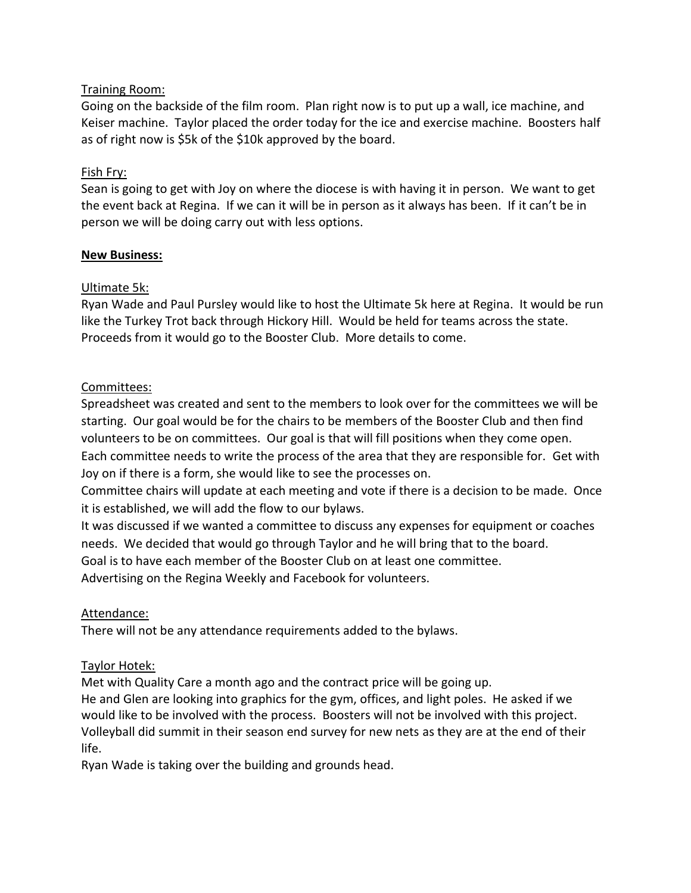Training Room:

Going on the backside of the film room. Plan right now is to put up a wall, ice machine, and Keiser machine. Taylor placed the order today for the ice and exercise machine. Boosters half as of right now is $5k of the $10k approved by the board.

Fish Fry:

Sean is going to get with Joy on where the diocese is with having it in person. We want to get the event back at Regina. If we can it will be in person as it always has been. If it can't be in person we will be doing carry out with less options.

**New Business:**

Ultimate 5k:

Ryan Wade and Paul Pursley would like to host the Ultimate 5k here at Regina. It would be run like the Turkey Trot back through Hickory Hill. Would be held for teams across the state. Proceeds from it would go to the Booster Club. More details to come.

Committees:

Spreadsheet was created and sent to the members to look over for the committees we will be starting. Our goal would be for the chairs to be members of the Booster Club and then find volunteers to be on committees. Our goal is that will fill positions when they come open. Each committee needs to write the process of the area that they are responsible for. Get with Joy on if there is a form, she would like to see the processes on.

Committee chairs will update at each meeting and vote if there is a decision to be made. Once it is established, we will add the flow to our bylaws.

It was discussed if we wanted a committee to discuss any expenses for equipment or coaches needs. We decided that would go through Taylor and he will bring that to the board.

Goal is to have each member of the Booster Club on at least one committee.

Advertising on the Regina Weekly and Facebook for volunteers.

Attendance:

There will not be any attendance requirements added to the bylaws.

Taylor Hotek:

Met with Quality Care a month ago and the contract price will be going up.

He and Glen are looking into graphics for the gym, offices, and light poles. He asked if we would like to be involved with the process. Boosters will not be involved with this project.

Volleyball did summit in their season end survey for new nets as they are at the end of their life.

Ryan Wade is taking over the building and grounds head.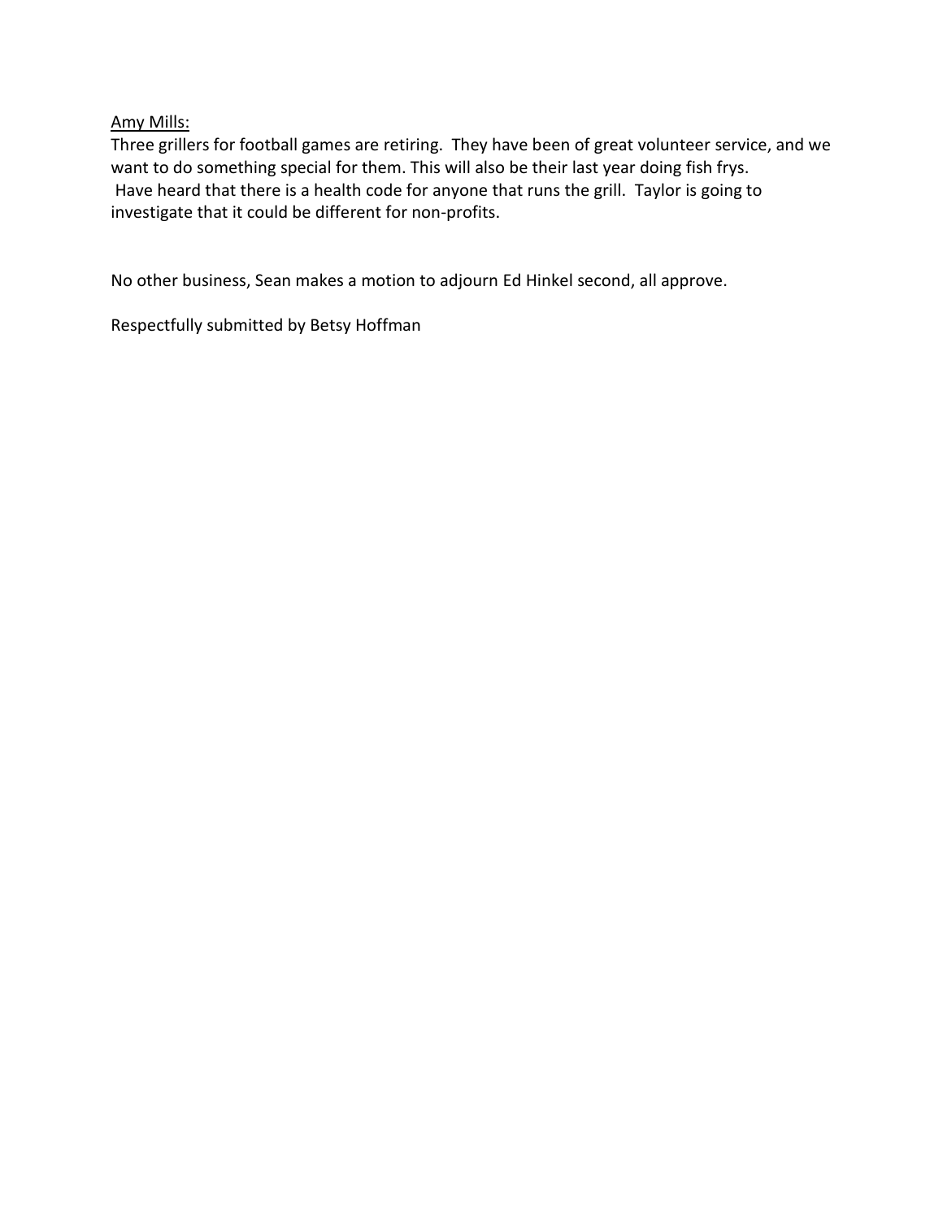<u>Amy Mills:</u>

Three grillers for football games are retiring. They have been of great volunteer service, and we want to do something special for them. This will also be their last year doing fish frys.
Have heard that there is a health code for anyone that runs the grill. Taylor is going to investigate that it could be different for non-profits.

No other business, Sean makes a motion to adjourn Ed Hinkel second, all approve.

Respectfully submitted by Betsy Hoffman